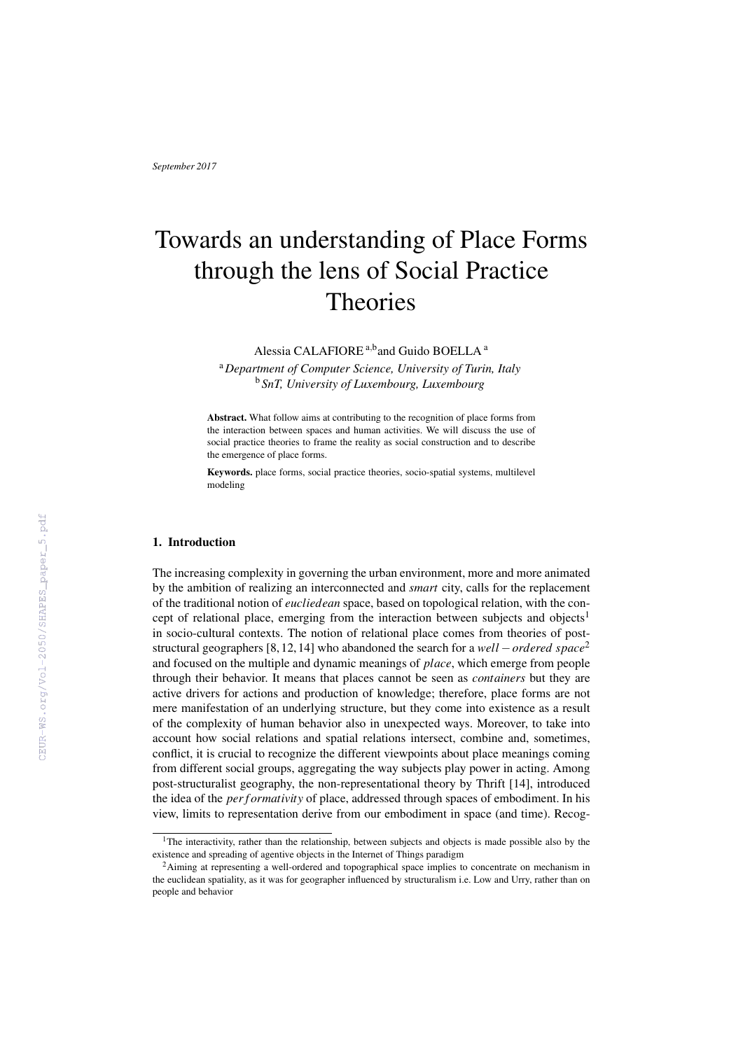*September 2017*

# Towards an understanding of Place Forms through the lens of Social Practice Theories

Alessia CALAFIORE [a,b] and Guido BOELLA [a]

[a] *Department of Computer Science, University of Turin, Italy*
[b] *SnT, University of Luxembourg, Luxembourg*

**Abstract.** What follow aims at contributing to the recognition of place forms from the interaction between spaces and human activities. We will discuss the use of social practice theories to frame the reality as social construction and to describe the emergence of place forms.

**Keywords.** place forms, social practice theories, socio-spatial systems, multilevel modeling

## 1. Introduction

The increasing complexity in governing the urban environment, more and more animated by the ambition of realizing an interconnected and *smart* city, calls for the replacement of the traditional notion of *eucliedean* space, based on topological relation, with the concept of relational place, emerging from the interaction between subjects and objects[1] in socio-cultural contexts. The notion of relational place comes from theories of post-structural geographers [8, 12, 14] who abandoned the search for a *well − ordered space*[2] and focused on the multiple and dynamic meanings of *place*, which emerge from people through their behavior. It means that places cannot be seen as *containers* but they are active drivers for actions and production of knowledge; therefore, place forms are not mere manifestation of an underlying structure, but they come into existence as a result of the complexity of human behavior also in unexpected ways. Moreover, to take into account how social relations and spatial relations intersect, combine and, sometimes, conflict, it is crucial to recognize the different viewpoints about place meanings coming from different social groups, aggregating the way subjects play power in acting. Among post-structuralist geography, the non-representational theory by Thrift [14], introduced the idea of the *performativity* of place, addressed through spaces of embodiment. In his view, limits to representation derive from our embodiment in space (and time). Recog-

[1] The interactivity, rather than the relationship, between subjects and objects is made possible also by the existence and spreading of agentive objects in the Internet of Things paradigm

[2] Aiming at representing a well-ordered and topographical space implies to concentrate on mechanism in the euclidean spatiality, as it was for geographer influenced by structuralism i.e. Low and Urry, rather than on people and behavior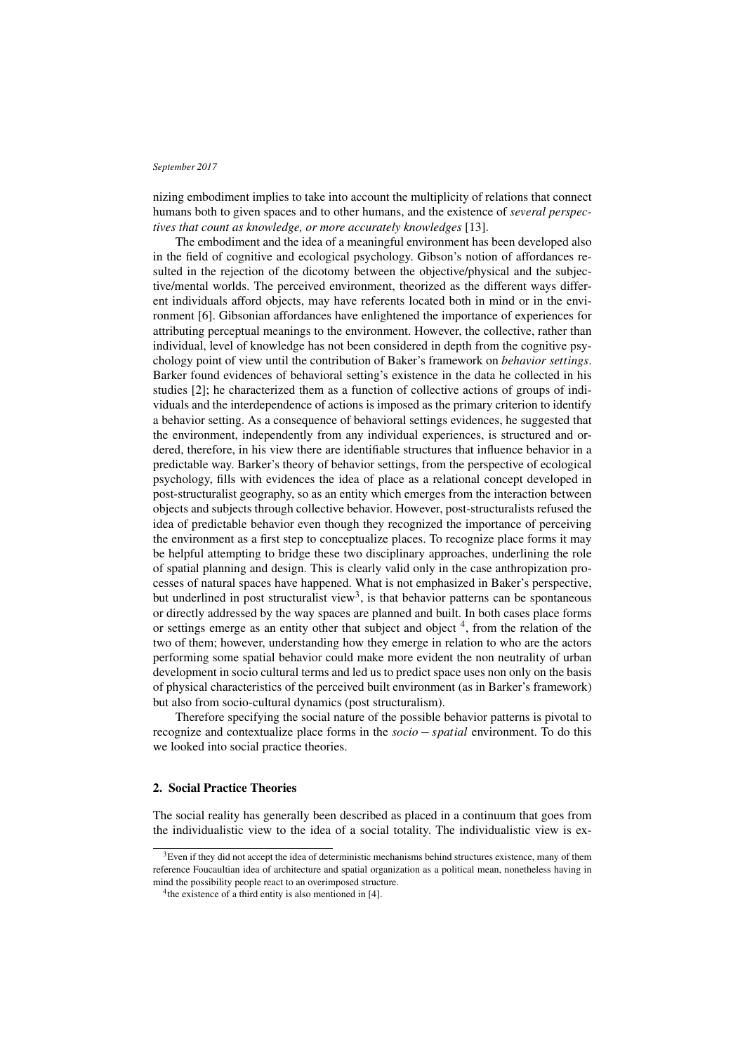nizing embodiment implies to take into account the multiplicity of relations that connect humans both to given spaces and to other humans, and the existence of *several perspectives that count as knowledge, or more accurately knowledges* [13].

The embodiment and the idea of a meaningful environment has been developed also in the field of cognitive and ecological psychology. Gibson's notion of affordances resulted in the rejection of the dicotomy between the objective/physical and the subjective/mental worlds. The perceived environment, theorized as the different ways different individuals afford objects, may have referents located both in mind or in the environment [6]. Gibsonian affordances have enlightened the importance of experiences for attributing perceptual meanings to the environment. However, the collective, rather than individual, level of knowledge has not been considered in depth from the cognitive psychology point of view until the contribution of Baker's framework on *behavior settings*. Barker found evidences of behavioral setting's existence in the data he collected in his studies [2]; he characterized them as a function of collective actions of groups of individuals and the interdependence of actions is imposed as the primary criterion to identify a behavior setting. As a consequence of behavioral settings evidences, he suggested that the environment, independently from any individual experiences, is structured and ordered, therefore, in his view there are identifiable structures that influence behavior in a predictable way. Barker's theory of behavior settings, from the perspective of ecological psychology, fills with evidences the idea of place as a relational concept developed in post-structuralist geography, so as an entity which emerges from the interaction between objects and subjects through collective behavior. However, post-structuralists refused the idea of predictable behavior even though they recognized the importance of perceiving the environment as a first step to conceptualize places. To recognize place forms it may be helpful attempting to bridge these two disciplinary approaches, underlining the role of spatial planning and design. This is clearly valid only in the case anthropization processes of natural spaces have happened. What is not emphasized in Baker's perspective, but underlined in post structuralist view[3], is that behavior patterns can be spontaneous or directly addressed by the way spaces are planned and built. In both cases place forms or settings emerge as an entity other that subject and object [4], from the relation of the two of them; however, understanding how they emerge in relation to who are the actors performing some spatial behavior could make more evident the non neutrality of urban development in socio cultural terms and led us to predict space uses non only on the basis of physical characteristics of the perceived built environment (as in Barker's framework) but also from socio-cultural dynamics (post structuralism).

Therefore specifying the social nature of the possible behavior patterns is pivotal to recognize and contextualize place forms in the $socio-spatial$ environment. To do this we looked into social practice theories.

## 2. Social Practice Theories

The social reality has generally been described as placed in a continuum that goes from the individualistic view to the idea of a social totality. The individualistic view is ex-

[3] Even if they did not accept the idea of deterministic mechanisms behind structures existence, many of them reference Foucaultian idea of architecture and spatial organization as a political mean, nonetheless having in mind the possibility people react to an overimposed structure.

[4] the existence of a third entity is also mentioned in [4].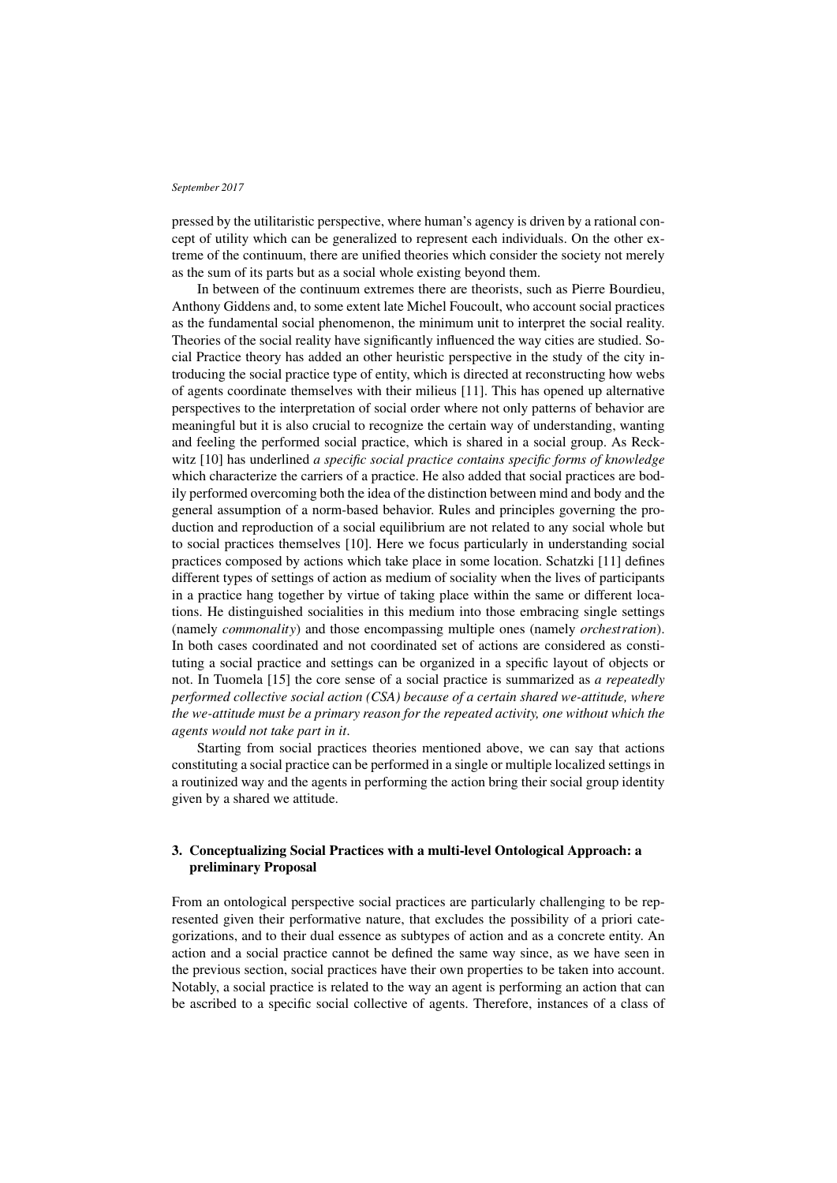pressed by the utilitaristic perspective, where human's agency is driven by a rational concept of utility which can be generalized to represent each individuals. On the other extreme of the continuum, there are unified theories which consider the society not merely as the sum of its parts but as a social whole existing beyond them.

In between of the continuum extremes there are theorists, such as Pierre Bourdieu, Anthony Giddens and, to some extent late Michel Foucoult, who account social practices as the fundamental social phenomenon, the minimum unit to interpret the social reality. Theories of the social reality have significantly influenced the way cities are studied. Social Practice theory has added an other heuristic perspective in the study of the city introducing the social practice type of entity, which is directed at reconstructing how webs of agents coordinate themselves with their milieus [11]. This has opened up alternative perspectives to the interpretation of social order where not only patterns of behavior are meaningful but it is also crucial to recognize the certain way of understanding, wanting and feeling the performed social practice, which is shared in a social group. As Reckwitz [10] has underlined *a specific social practice contains specific forms of knowledge* which characterize the carriers of a practice. He also added that social practices are bodily performed overcoming both the idea of the distinction between mind and body and the general assumption of a norm-based behavior. Rules and principles governing the production and reproduction of a social equilibrium are not related to any social whole but to social practices themselves [10]. Here we focus particularly in understanding social practices composed by actions which take place in some location. Schatzki [11] defines different types of settings of action as medium of sociality when the lives of participants in a practice hang together by virtue of taking place within the same or different locations. He distinguished socialities in this medium into those embracing single settings (namely *commonality*) and those encompassing multiple ones (namely *orchestration*). In both cases coordinated and not coordinated set of actions are considered as constituting a social practice and settings can be organized in a specific layout of objects or not. In Tuomela [15] the core sense of a social practice is summarized as *a repeatedly performed collective social action (CSA) because of a certain shared we-attitude, where the we-attitude must be a primary reason for the repeated activity, one without which the agents would not take part in it*.

Starting from social practices theories mentioned above, we can say that actions constituting a social practice can be performed in a single or multiple localized settings in a routinized way and the agents in performing the action bring their social group identity given by a shared we attitude.

## 3. Conceptualizing Social Practices with a multi-level Ontological Approach: a preliminary Proposal

From an ontological perspective social practices are particularly challenging to be represented given their performative nature, that excludes the possibility of a priori categorizations, and to their dual essence as subtypes of action and as a concrete entity. An action and a social practice cannot be defined the same way since, as we have seen in the previous section, social practices have their own properties to be taken into account. Notably, a social practice is related to the way an agent is performing an action that can be ascribed to a specific social collective of agents. Therefore, instances of a class of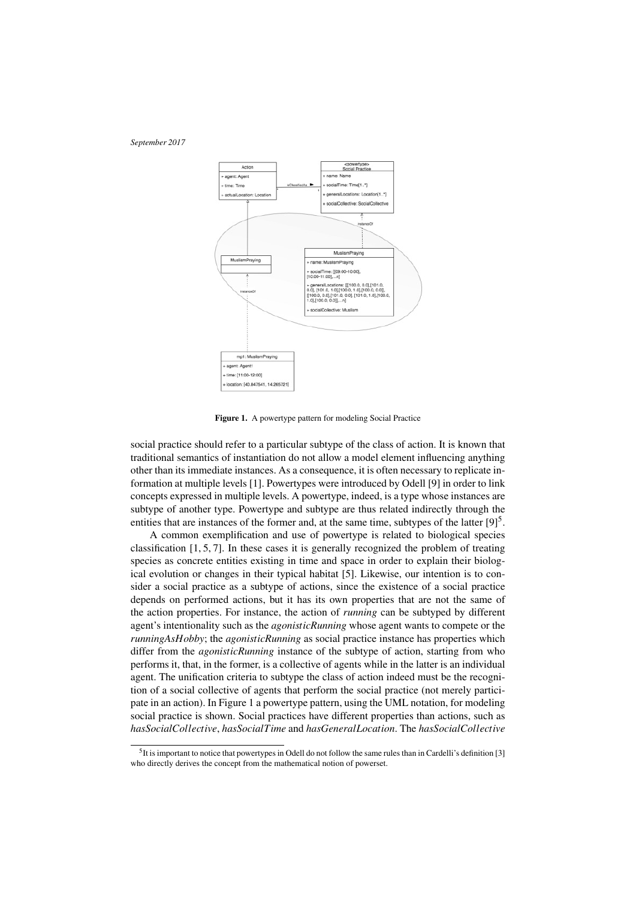**Figure 1.** A powertype pattern for modeling Social Practice

social practice should refer to a particular subtype of the class of action. It is known that traditional semantics of instantiation do not allow a model element influencing anything other than its immediate instances. As a consequence, it is often necessary to replicate information at multiple levels [1]. Powertypes were introduced by Odell [9] in order to link concepts expressed in multiple levels. A powertype, indeed, is a type whose instances are subtype of another type. Powertype and subtype are thus related indirectly through the entities that are instances of the former and, at the same time, subtypes of the latter [9][5].

A common exemplification and use of powertype is related to biological species classification [1, 5, 7]. In these cases it is generally recognized the problem of treating species as concrete entities existing in time and space in order to explain their biological evolution or changes in their typical habitat [5]. Likewise, our intention is to consider a social practice as a subtype of actions, since the existence of a social practice depends on performed actions, but it has its own properties that are not the same of the action properties. For instance, the action of *running* can be subtyped by different agent's intentionality such as the *agonisticRunning* whose agent wants to compete or the *runningAsHobby*; the *agonisticRunning* as social practice instance has properties which differ from the *agonisticRunning* instance of the subtype of action, starting from who performs it, that, in the former, is a collective of agents while in the latter is an individual agent. The unification criteria to subtype the class of action indeed must be the recognition of a social collective of agents that perform the social practice (not merely participate in an action). In Figure 1 a powertype pattern, using the UML notation, for modeling social practice is shown. Social practices have different properties than actions, such as *hasSocialCollective*, *hasSocialTime* and *hasGeneralLocation*. The *hasSocialCollective*

[5]It is important to notice that powertypes in Odell do not follow the same rules than in Cardelli's definition [3] who directly derives the concept from the mathematical notion of powerset.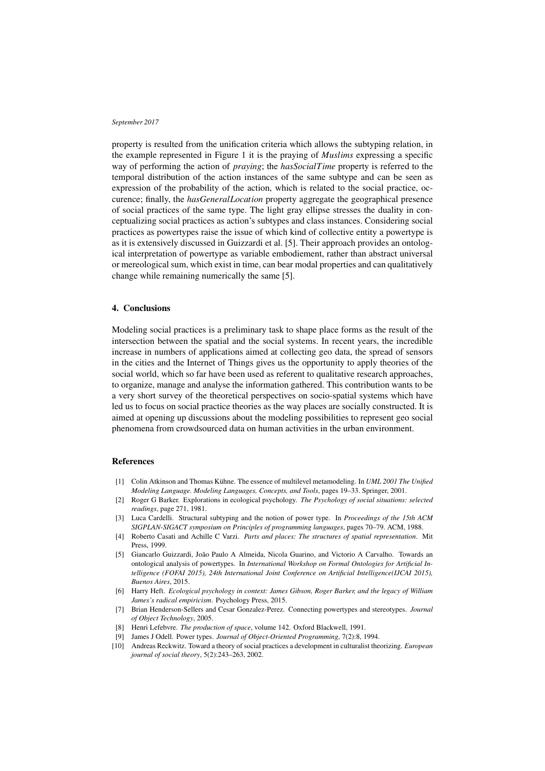property is resulted from the unification criteria which allows the subtyping relation, in the example represented in Figure 1 it is the praying of *Muslims* expressing a specific way of performing the action of *praying*; the *hasSocialTime* property is referred to the temporal distribution of the action instances of the same subtype and can be seen as expression of the probability of the action, which is related to the social practice, occurence; finally, the *hasGeneralLocation* property aggregate the geographical presence of social practices of the same type. The light gray ellipse stresses the duality in conceptualizing social practices as action's subtypes and class instances. Considering social practices as powertypes raise the issue of which kind of collective entity a powertype is as it is extensively discussed in Guizzardi et al. [5]. Their approach provides an ontological interpretation of powertype as variable embodiement, rather than abstract universal or mereological sum, which exist in time, can bear modal properties and can qualitatively change while remaining numerically the same [5].

## 4. Conclusions

Modeling social practices is a preliminary task to shape place forms as the result of the intersection between the spatial and the social systems. In recent years, the incredible increase in numbers of applications aimed at collecting geo data, the spread of sensors in the cities and the Internet of Things gives us the opportunity to apply theories of the social world, which so far have been used as referent to qualitative research approaches, to organize, manage and analyse the information gathered. This contribution wants to be a very short survey of the theoretical perspectives on socio-spatial systems which have led us to focus on social practice theories as the way places are socially constructed. It is aimed at opening up discussions about the modeling possibilities to represent geo social phenomena from crowdsourced data on human activities in the urban environment.

## References

[1] Colin Atkinson and Thomas Kühne. The essence of multilevel metamodeling. In *UML 2001 The Unified Modeling Language. Modeling Languages, Concepts, and Tools*, pages 19–33. Springer, 2001.

[2] Roger G Barker. Explorations in ecological psychology. *The Psychology of social situations: selected readings*, page 271, 1981.

[3] Luca Cardelli. Structural subtyping and the notion of power type. In *Proceedings of the 15th ACM SIGPLAN-SIGACT symposium on Principles of programming languages*, pages 70–79. ACM, 1988.

[4] Roberto Casati and Achille C Varzi. *Parts and places: The structures of spatial representation*. Mit Press, 1999.

[5] Giancarlo Guizzardi, João Paulo A Almeida, Nicola Guarino, and Victorio A Carvalho. Towards an ontological analysis of powertypes. In *International Workshop on Formal Ontologies for Artificial Intelligence (FOFAI 2015), 24th International Joint Conference on Artificial Intelligence(IJCAI 2015), Buenos Aires*, 2015.

[6] Harry Heft. *Ecological psychology in context: James Gibson, Roger Barker, and the legacy of William James's radical empiricism*. Psychology Press, 2015.

[7] Brian Henderson-Sellers and Cesar Gonzalez-Perez. Connecting powertypes and stereotypes. *Journal of Object Technology*, 2005.

[8] Henri Lefebvre. *The production of space*, volume 142. Oxford Blackwell, 1991.

[9] James J Odell. Power types. *Journal of Object-Oriented Programming*, 7(2):8, 1994.

[10] Andreas Reckwitz. Toward a theory of social practices a development in culturalist theorizing. *European journal of social theory*, 5(2):243–263, 2002.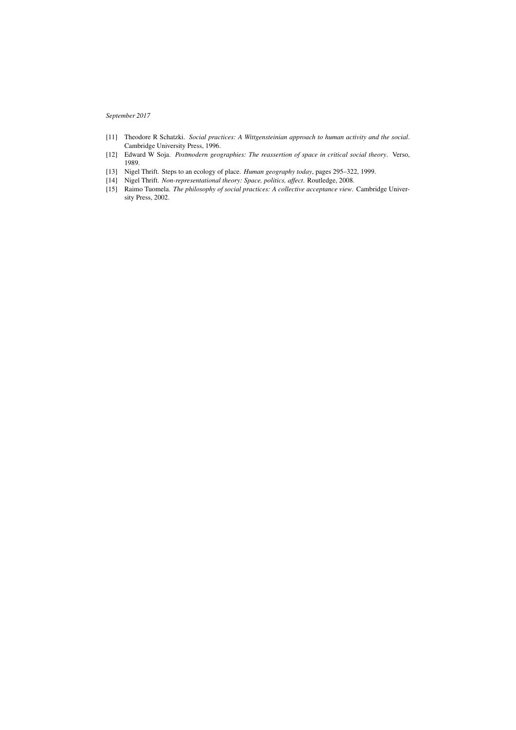[11] Theodore R Schatzki. *Social practices: A Wittgensteinian approach to human activity and the social*. Cambridge University Press, 1996.

[12] Edward W Soja. *Postmodern geographies: The reassertion of space in critical social theory*. Verso, 1989.

[13] Nigel Thrift. Steps to an ecology of place. *Human geography today*, pages 295–322, 1999.

[14] Nigel Thrift. *Non-representational theory: Space, politics, affect*. Routledge, 2008.

[15] Raimo Tuomela. *The philosophy of social practices: A collective acceptance view*. Cambridge University Press, 2002.